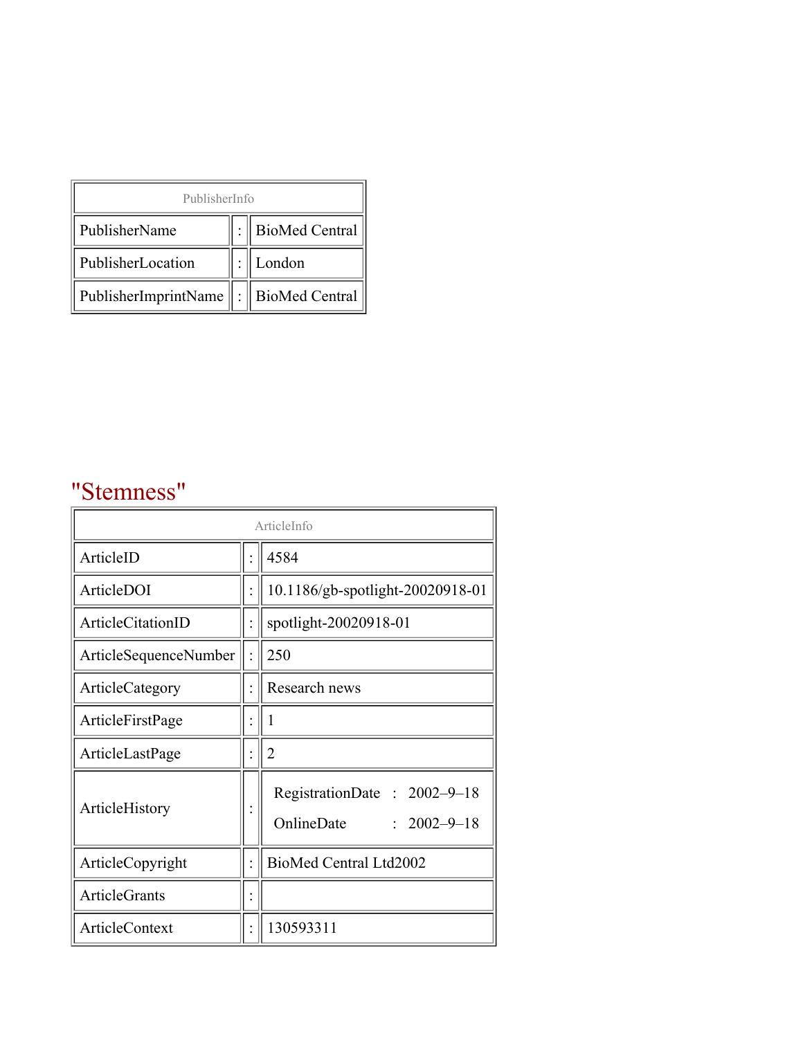| PublisherInfo | | |
|---|---|---|
| PublisherName | : | BioMed Central |
| PublisherLocation | : | London |
| PublisherImprintName | : | BioMed Central |

# "Stemness"

| ArticleInfo | | |
|---|---|---|
| ArticleID | : | 4584 |
| ArticleDOI | : | 10.1186/gb-spotlight-20020918-01 |
| ArticleCitationID | : | spotlight-20020918-01 |
| ArticleSequenceNumber | : | 250 |
| ArticleCategory | : | Research news |
| ArticleFirstPage | : | 1 |
| ArticleLastPage | : | 2 |
| ArticleHistory | : | RegistrationDate : 2002–9–18<br>OnlineDate : 2002–9–18 |
| ArticleCopyright | : | BioMed Central Ltd2002 |
| ArticleGrants | : | |
| ArticleContext | : | 130593311 |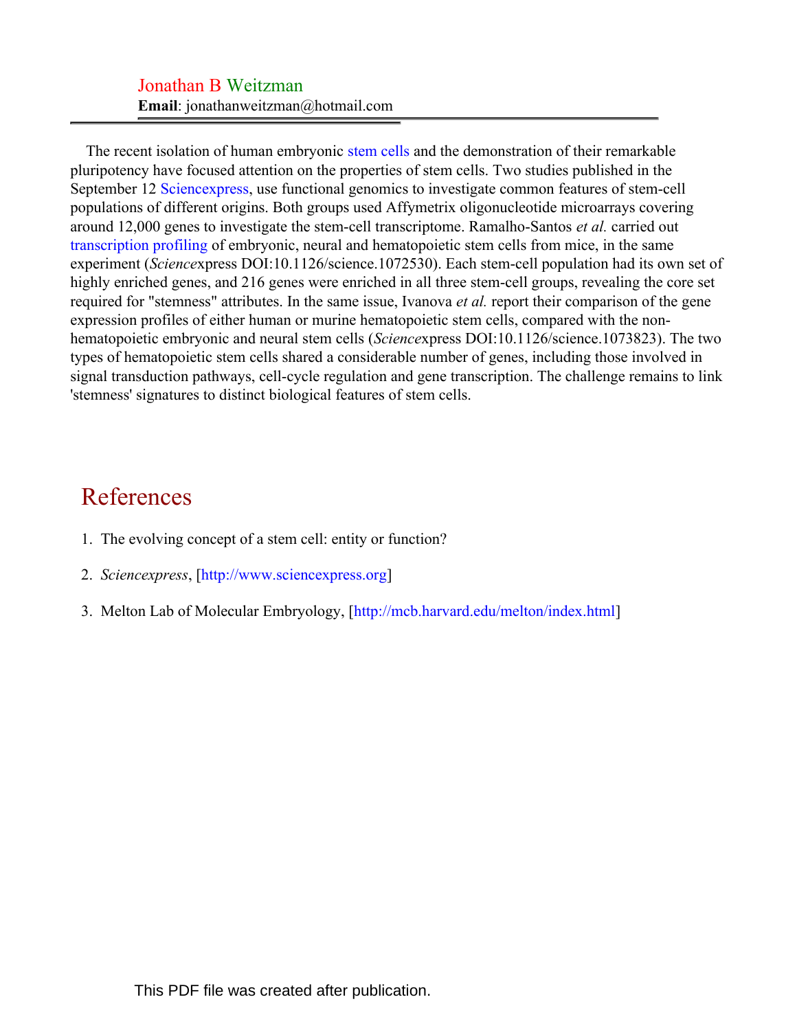Jonathan B Weitzman
**Email**: jonathanweitzman@hotmail.com

The recent isolation of human embryonic stem cells and the demonstration of their remarkable pluripotency have focused attention on the properties of stem cells. Two studies published in the September 12 Sciencexpress, use functional genomics to investigate common features of stem-cell populations of different origins. Both groups used Affymetrix oligonucleotide microarrays covering around 12,000 genes to investigate the stem-cell transcriptome. Ramalho-Santos *et al.* carried out transcription profiling of embryonic, neural and hematopoietic stem cells from mice, in the same experiment (*Science*xpress DOI:10.1126/science.1072530). Each stem-cell population had its own set of highly enriched genes, and 216 genes were enriched in all three stem-cell groups, revealing the core set required for "stemness" attributes. In the same issue, Ivanova *et al.* report their comparison of the gene expression profiles of either human or murine hematopoietic stem cells, compared with the non-hematopoietic embryonic and neural stem cells (*Science*xpress DOI:10.1126/science.1073823). The two types of hematopoietic stem cells shared a considerable number of genes, including those involved in signal transduction pathways, cell-cycle regulation and gene transcription. The challenge remains to link 'stemness' signatures to distinct biological features of stem cells.

## References

1. The evolving concept of a stem cell: entity or function?
2. *Sciencexpress*, [http://www.sciencexpress.org]
3. Melton Lab of Molecular Embryology, [http://mcb.harvard.edu/melton/index.html]

This PDF file was created after publication.